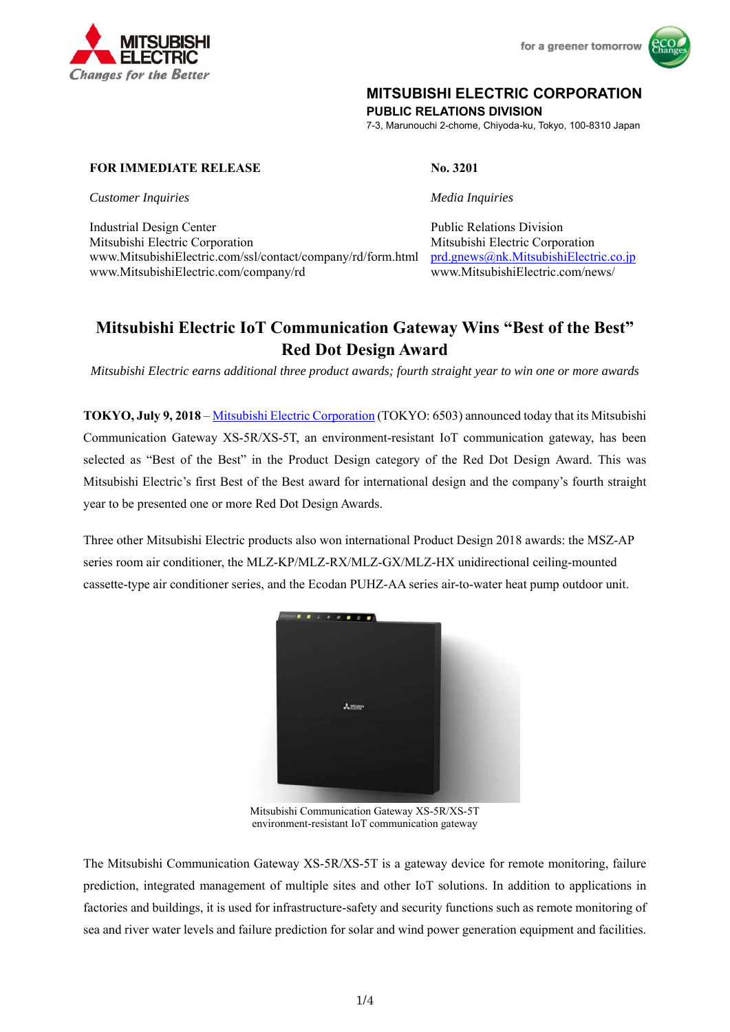MITSUBISHI ELECTRIC
*Changes for the Better*

for a greener tomorrow

**MITSUBISHI ELECTRIC CORPORATION**
**PUBLIC RELATIONS DIVISION**
7-3, Marunouchi 2-chome, Chiyoda-ku, Tokyo, 100-8310 Japan

**FOR IMMEDIATE RELEASE** | **No. 3201**

*Customer Inquiries*

Industrial Design Center
Mitsubishi Electric Corporation
www.MitsubishiElectric.com/ssl/contact/company/rd/form.html
www.MitsubishiElectric.com/company/rd

*Media Inquiries*

Public Relations Division
Mitsubishi Electric Corporation
prd.gnews@nk.MitsubishiElectric.co.jp
www.MitsubishiElectric.com/news/

# Mitsubishi Electric IoT Communication Gateway Wins "Best of the Best" Red Dot Design Award

*Mitsubishi Electric earns additional three product awards; fourth straight year to win one or more awards*

**TOKYO, July 9, 2018** – Mitsubishi Electric Corporation (TOKYO: 6503) announced today that its Mitsubishi Communication Gateway XS-5R/XS-5T, an environment-resistant IoT communication gateway, has been selected as "Best of the Best" in the Product Design category of the Red Dot Design Award. This was Mitsubishi Electric's first Best of the Best award for international design and the company's fourth straight year to be presented one or more Red Dot Design Awards.

Three other Mitsubishi Electric products also won international Product Design 2018 awards: the MSZ-AP series room air conditioner, the MLZ-KP/MLZ-RX/MLZ-GX/MLZ-HX unidirectional ceiling-mounted cassette-type air conditioner series, and the Ecodan PUHZ-AA series air-to-water heat pump outdoor unit.

Mitsubishi Communication Gateway XS-5R/XS-5T
environment-resistant IoT communication gateway

The Mitsubishi Communication Gateway XS-5R/XS-5T is a gateway device for remote monitoring, failure prediction, integrated management of multiple sites and other IoT solutions. In addition to applications in factories and buildings, it is used for infrastructure-safety and security functions such as remote monitoring of sea and river water levels and failure prediction for solar and wind power generation equipment and facilities.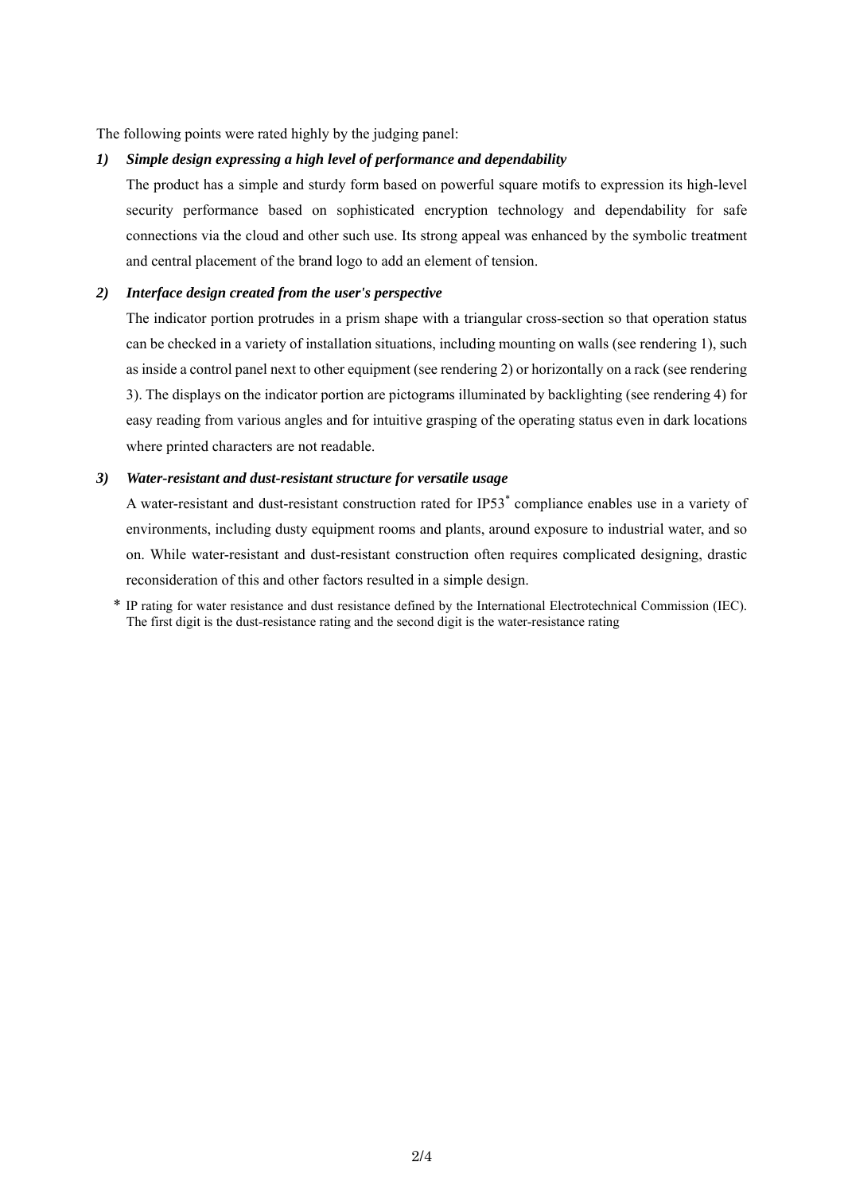The following points were rated highly by the judging panel:

1) ***Simple design expressing a high level of performance and dependability***

   The product has a simple and sturdy form based on powerful square motifs to expression its high-level security performance based on sophisticated encryption technology and dependability for safe connections via the cloud and other such use. Its strong appeal was enhanced by the symbolic treatment and central placement of the brand logo to add an element of tension.

2) ***Interface design created from the user's perspective***

   The indicator portion protrudes in a prism shape with a triangular cross-section so that operation status can be checked in a variety of installation situations, including mounting on walls (see rendering 1), such as inside a control panel next to other equipment (see rendering 2) or horizontally on a rack (see rendering 3). The displays on the indicator portion are pictograms illuminated by backlighting (see rendering 4) for easy reading from various angles and for intuitive grasping of the operating status even in dark locations where printed characters are not readable.

3) ***Water-resistant and dust-resistant structure for versatile usage***

   A water-resistant and dust-resistant construction rated for IP53* compliance enables use in a variety of environments, including dusty equipment rooms and plants, around exposure to industrial water, and so on. While water-resistant and dust-resistant construction often requires complicated designing, drastic reconsideration of this and other factors resulted in a simple design.

   \* IP rating for water resistance and dust resistance defined by the International Electrotechnical Commission (IEC). The first digit is the dust-resistance rating and the second digit is the water-resistance rating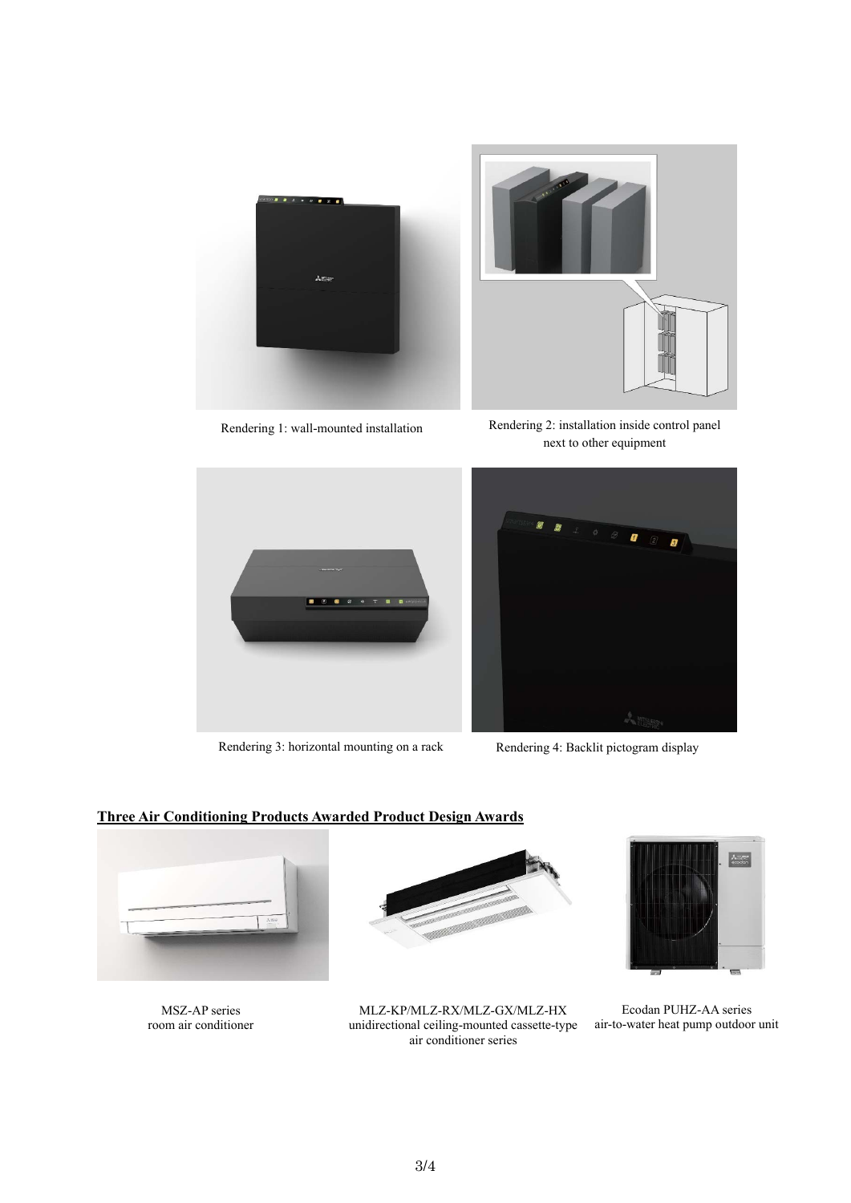Rendering 1: wall-mounted installation

Rendering 2: installation inside control panel next to other equipment

Rendering 3: horizontal mounting on a rack

Rendering 4: Backlit pictogram display

**Three Air Conditioning Products Awarded Product Design Awards**

MSZ-AP series
room air conditioner

MLZ-KP/MLZ-RX/MLZ-GX/MLZ-HX
unidirectional ceiling-mounted cassette-type air conditioner series

Ecodan PUHZ-AA series
air-to-water heat pump outdoor unit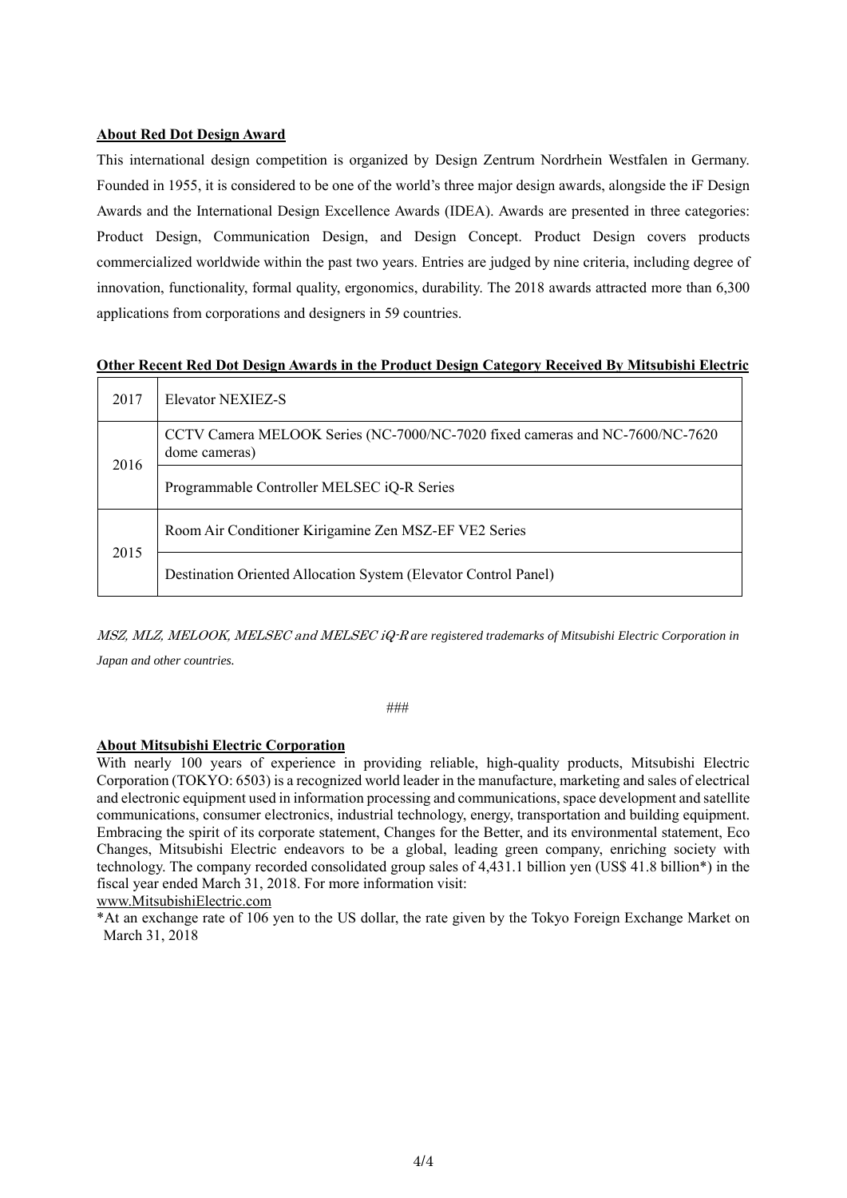**About Red Dot Design Award**

This international design competition is organized by Design Zentrum Nordrhein Westfalen in Germany. Founded in 1955, it is considered to be one of the world's three major design awards, alongside the iF Design Awards and the International Design Excellence Awards (IDEA). Awards are presented in three categories: Product Design, Communication Design, and Design Concept. Product Design covers products commercialized worldwide within the past two years. Entries are judged by nine criteria, including degree of innovation, functionality, formal quality, ergonomics, durability. The 2018 awards attracted more than 6,300 applications from corporations and designers in 59 countries.

**Other Recent Red Dot Design Awards in the Product Design Category Received By Mitsubishi Electric**

| | |
|---|---|
| 2017 | Elevator NEXIEZ-S |
| 2016 | CCTV Camera MELOOK Series (NC-7000/NC-7020 fixed cameras and NC-7600/NC-7620 dome cameras) |
| | Programmable Controller MELSEC iQ-R Series |
| 2015 | Room Air Conditioner Kirigamine Zen MSZ-EF VE2 Series |
| | Destination Oriented Allocation System (Elevator Control Panel) |

*MSZ, MLZ, MELOOK, MELSEC and MELSEC iQ-R are registered trademarks of Mitsubishi Electric Corporation in Japan and other countries.*

###

**About Mitsubishi Electric Corporation**

With nearly 100 years of experience in providing reliable, high-quality products, Mitsubishi Electric Corporation (TOKYO: 6503) is a recognized world leader in the manufacture, marketing and sales of electrical and electronic equipment used in information processing and communications, space development and satellite communications, consumer electronics, industrial technology, energy, transportation and building equipment. Embracing the spirit of its corporate statement, Changes for the Better, and its environmental statement, Eco Changes, Mitsubishi Electric endeavors to be a global, leading green company, enriching society with technology. The company recorded consolidated group sales of 4,431.1 billion yen (US$ 41.8 billion*) in the fiscal year ended March 31, 2018. For more information visit:
www.MitsubishiElectric.com

*At an exchange rate of 106 yen to the US dollar, the rate given by the Tokyo Foreign Exchange Market on March 31, 2018